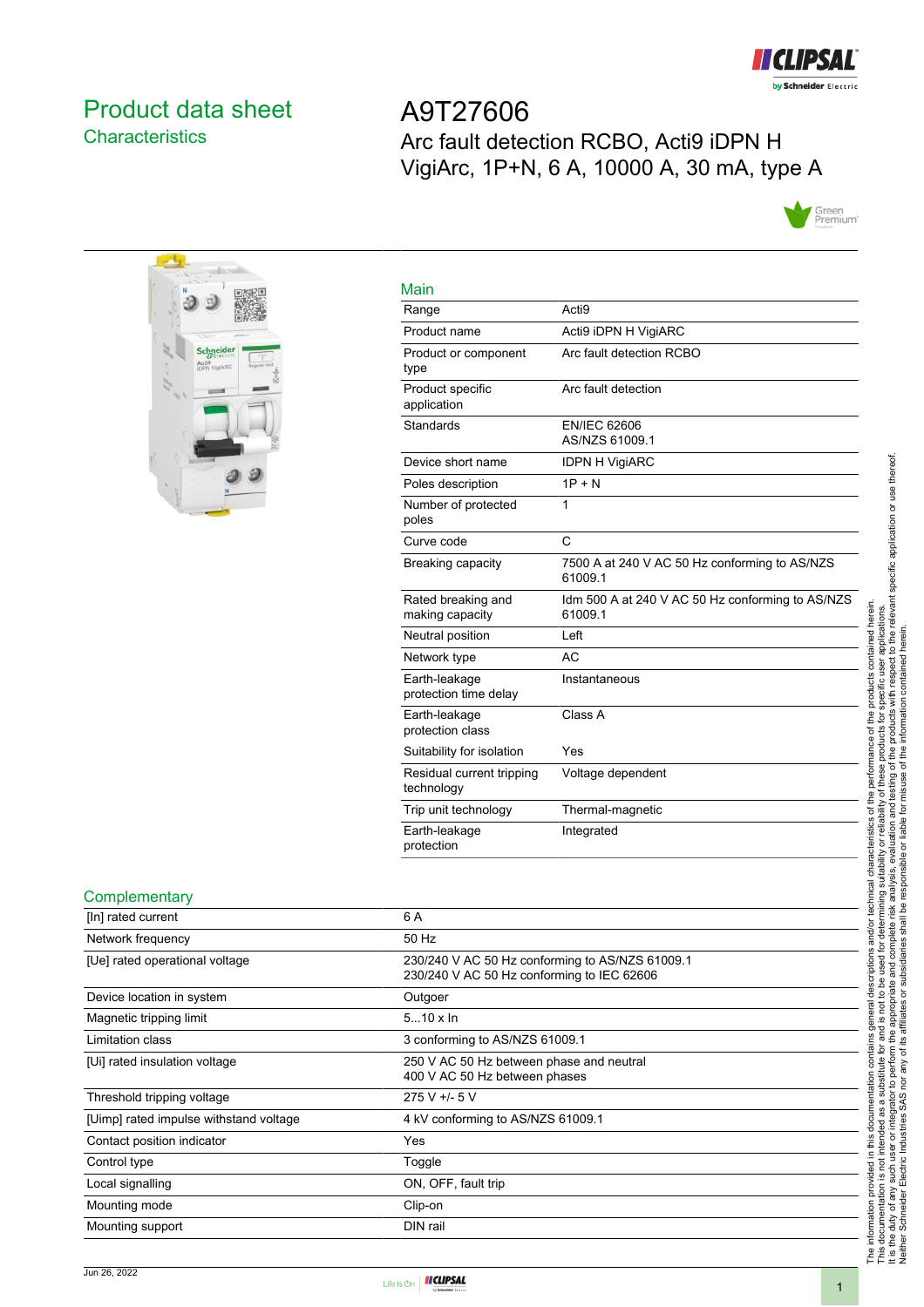# Product data sheet
## Characteristics

# A9T27606
Arc fault detection RCBO, Acti9 iDPN H VigiArc, 1P+N, 6 A, 10000 A, 30 mA, type A

## Main

| | |
|---|---|
| Range | Acti9 |
| Product name | Acti9 iDPN H VigiARC |
| Product or component type | Arc fault detection RCBO |
| Product specific application | Arc fault detection |
| Standards | EN/IEC 62606<br>AS/NZS 61009.1 |
| Device short name | IDPN H VigiARC |
| Poles description | 1P + N |
| Number of protected poles | 1 |
| Curve code | C |
| Breaking capacity | 7500 A at 240 V AC 50 Hz conforming to AS/NZS 61009.1 |
| Rated breaking and making capacity | Idm 500 A at 240 V AC 50 Hz conforming to AS/NZS 61009.1 |
| Neutral position | Left |
| Network type | AC |
| Earth-leakage protection time delay | Instantaneous |
| Earth-leakage protection class | Class A |
| Suitability for isolation | Yes |
| Residual current tripping technology | Voltage dependent |
| Trip unit technology | Thermal-magnetic |
| Earth-leakage protection | Integrated |

## Complementary

| | |
|---|---|
| [In] rated current | 6 A |
| Network frequency | 50 Hz |
| [Ue] rated operational voltage | 230/240 V AC 50 Hz conforming to AS/NZS 61009.1<br>230/240 V AC 50 Hz conforming to IEC 62606 |
| Device location in system | Outgoer |
| Magnetic tripping limit | 5...10 x In |
| Limitation class | 3 conforming to AS/NZS 61009.1 |
| [Ui] rated insulation voltage | 250 V AC 50 Hz between phase and neutral<br>400 V AC 50 Hz between phases |
| Threshold tripping voltage | 275 V +/- 5 V |
| [Uimp] rated impulse withstand voltage | 4 kV conforming to AS/NZS 61009.1 |
| Contact position indicator | Yes |
| Control type | Toggle |
| Local signalling | ON, OFF, fault trip |
| Mounting mode | Clip-on |
| Mounting support | DIN rail |

The information provided in this documentation contains general descriptions and/or technical characteristics of the performance of the products contained herein.
This documentation is not intended as a substitute for and is not to be used for determining suitability or reliability of these products for specific user applications.
It is the duty of any such user or integrator to perform the appropriate and complete risk analysis, evaluation and testing of the products with respect to the relevant specific application or use thereof.
Neither Schneider Electric Industries SAS nor any of its affiliates or subsidiaries shall be responsible or liable for misuse of the information contained herein.

Jun 26, 2022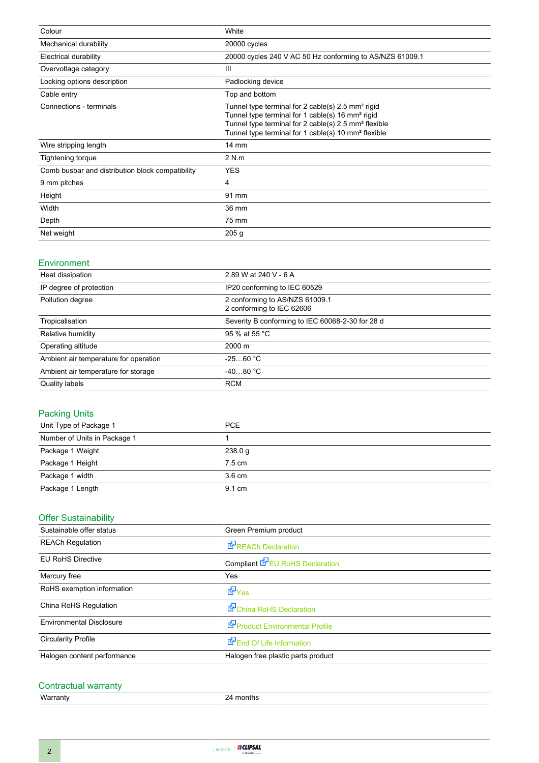| | |
|---|---|
| Colour | White |
| Mechanical durability | 20000 cycles |
| Electrical durability | 20000 cycles 240 V AC 50 Hz conforming to AS/NZS 61009.1 |
| Overvoltage category | III |
| Locking options description | Padlocking device |
| Cable entry | Top and bottom |
| Connections - terminals | Tunnel type terminal for 2 cable(s) 2.5 mm² rigid<br>Tunnel type terminal for 1 cable(s) 16 mm² rigid<br>Tunnel type terminal for 2 cable(s) 2.5 mm² flexible<br>Tunnel type terminal for 1 cable(s) 10 mm² flexible |
| Wire stripping length | 14 mm |
| Tightening torque | 2 N.m |
| Comb busbar and distribution block compatibility | YES |
| 9 mm pitches | 4 |
| Height | 91 mm |
| Width | 36 mm |
| Depth | 75 mm |
| Net weight | 205 g |

## Environment

| | |
|---|---|
| Heat dissipation | 2.89 W at 240 V - 6 A |
| IP degree of protection | IP20 conforming to IEC 60529 |
| Pollution degree | 2 conforming to AS/NZS 61009.1<br>2 conforming to IEC 62606 |
| Tropicalisation | Severity B conforming to IEC 60068-2-30 for 28 d |
| Relative humidity | 95 % at 55 °C |
| Operating altitude | 2000 m |
| Ambient air temperature for operation | -25…60 °C |
| Ambient air temperature for storage | -40…80 °C |
| Quality labels | RCM |

## Packing Units

| | |
|---|---|
| Unit Type of Package 1 | PCE |
| Number of Units in Package 1 | 1 |
| Package 1 Weight | 238.0 g |
| Package 1 Height | 7.5 cm |
| Package 1 width | 3.6 cm |
| Package 1 Length | 9.1 cm |

## Offer Sustainability

| | |
|---|---|
| Sustainable offer status | Green Premium product |
| REACh Regulation | REACh Declaration |
| EU RoHS Directive | Compliant EU RoHS Declaration |
| Mercury free | Yes |
| RoHS exemption information | Yes |
| China RoHS Regulation | China RoHS Declaration |
| Environmental Disclosure | Product Environmental Profile |
| Circularity Profile | End Of Life Information |
| Halogen content performance | Halogen free plastic parts product |

## Contractual warranty

| | |
|---|---|
| Warranty | 24 months |